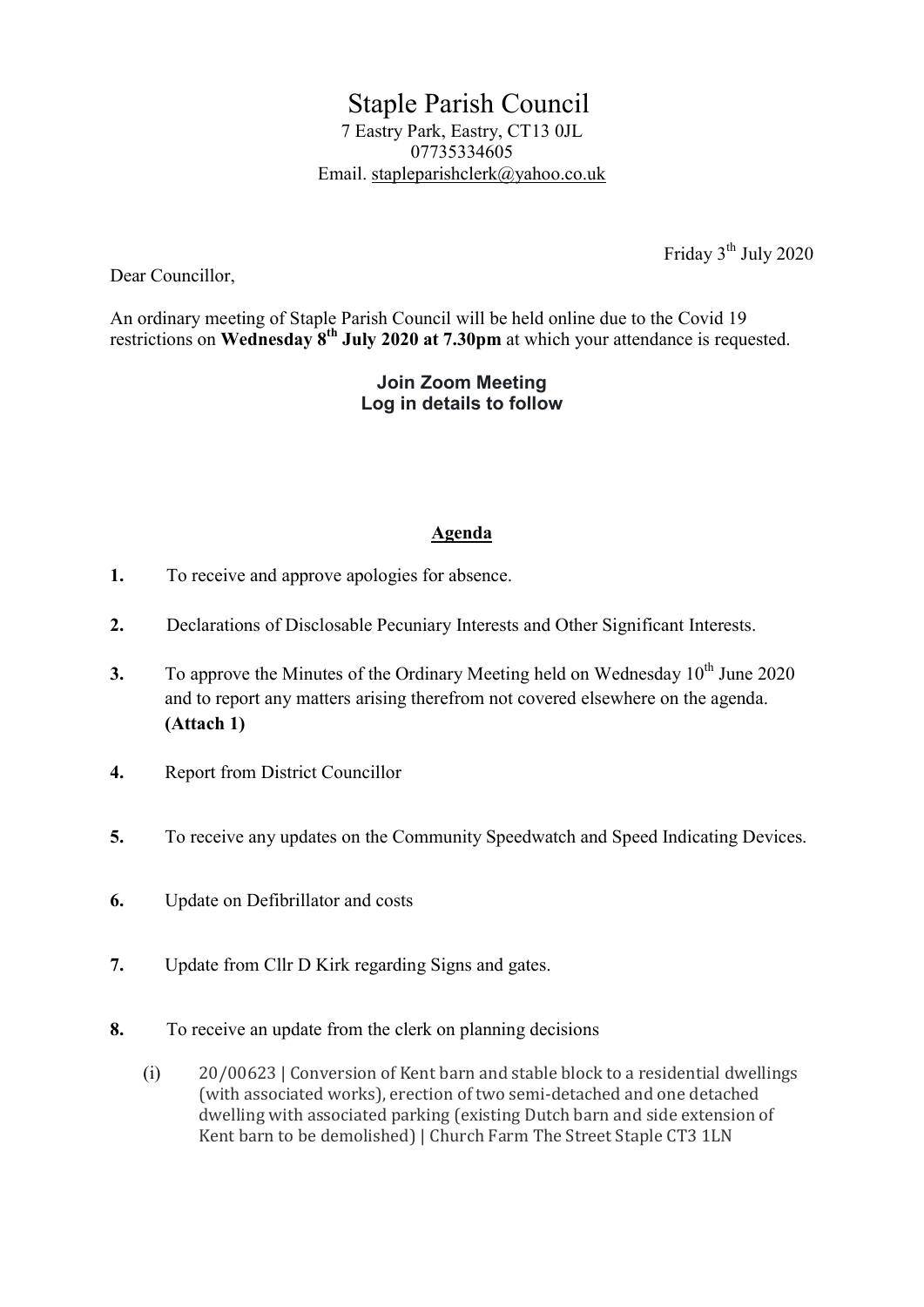# Staple Parish Council

7 Eastry Park, Eastry, CT13 0JL
07735334605
Email. stapleparishclerk@yahoo.co.uk

Friday 3th July 2020

Dear Councillor,

An ordinary meeting of Staple Parish Council will be held online due to the Covid 19 restrictions on **Wednesday 8th July 2020 at 7.30pm** at which your attendance is requested.

**Join Zoom Meeting**
**Log in details to follow**

## Agenda

**1.** To receive and approve apologies for absence.

**2.** Declarations of Disclosable Pecuniary Interests and Other Significant Interests.

**3.** To approve the Minutes of the Ordinary Meeting held on Wednesday 10th June 2020 and to report any matters arising therefrom not covered elsewhere on the agenda. **(Attach 1)**

**4.** Report from District Councillor

**5.** To receive any updates on the Community Speedwatch and Speed Indicating Devices.

**6.** Update on Defibrillator and costs

**7.** Update from Cllr D Kirk regarding Signs and gates.

**8.** To receive an update from the clerk on planning decisions

(i) 20/00623 | Conversion of Kent barn and stable block to a residential dwellings (with associated works), erection of two semi-detached and one detached dwelling with associated parking (existing Dutch barn and side extension of Kent barn to be demolished) | Church Farm The Street Staple CT3 1LN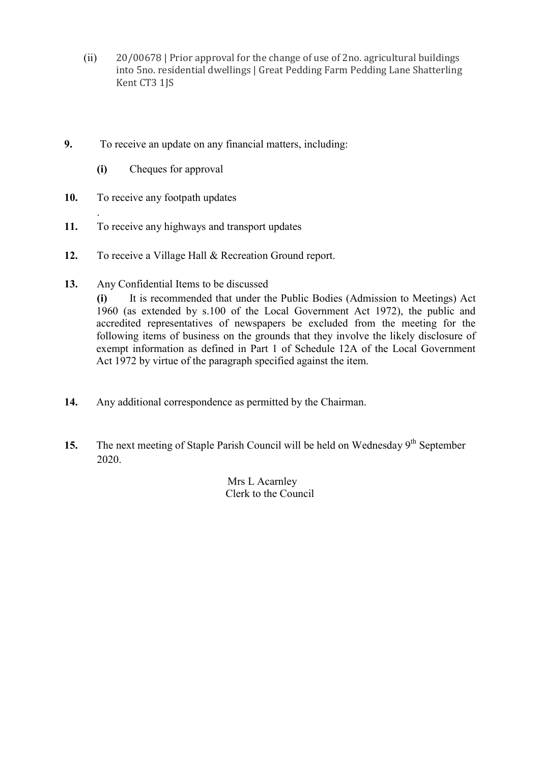(ii) 20/00678 | Prior approval for the change of use of 2no. agricultural buildings into 5no. residential dwellings | Great Pedding Farm Pedding Lane Shatterling Kent CT3 1JS

**9.** To receive an update on any financial matters, including:

**(i)** Cheques for approval

**10.** To receive any footpath updates

.

**11.** To receive any highways and transport updates

**12.** To receive a Village Hall & Recreation Ground report.

**13.** Any Confidential Items to be discussed

**(i)** It is recommended that under the Public Bodies (Admission to Meetings) Act 1960 (as extended by s.100 of the Local Government Act 1972), the public and accredited representatives of newspapers be excluded from the meeting for the following items of business on the grounds that they involve the likely disclosure of exempt information as defined in Part 1 of Schedule 12A of the Local Government Act 1972 by virtue of the paragraph specified against the item.

**14.** Any additional correspondence as permitted by the Chairman.

**15.** The next meeting of Staple Parish Council will be held on Wednesday 9th September 2020.

Mrs L Acarnley
Clerk to the Council